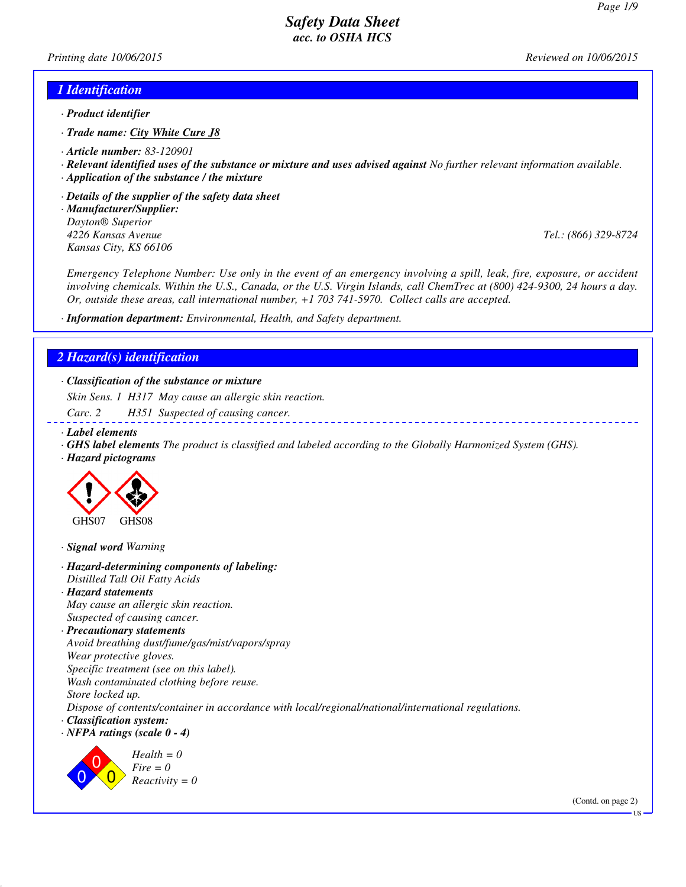# Safety Data Sheet
## acc. to OSHA HCS

*Printing date 10/06/2015* *Reviewed on 10/06/2015*

## 1 Identification

· **Product identifier**

· **Trade name:** City White Cure J8

· **Article number:** 83-120901

· **Relevant identified uses of the substance or mixture and uses advised against** No further relevant information available.

· **Application of the substance / the mixture**

· **Details of the supplier of the safety data sheet**

· **Manufacturer/Supplier:**
Dayton® Superior
4226 Kansas Avenue
Kansas City, KS 66106
Tel.: (866) 329-8724

Emergency Telephone Number: Use only in the event of an emergency involving a spill, leak, fire, exposure, or accident involving chemicals. Within the U.S., Canada, or the U.S. Virgin Islands, call ChemTrec at (800) 424-9300, 24 hours a day. Or, outside these areas, call international number, +1 703 741-5970. Collect calls are accepted.

· **Information department:** Environmental, Health, and Safety department.

## 2 Hazard(s) identification

· **Classification of the substance or mixture**

Skin Sens. 1 H317 May cause an allergic skin reaction.

Carc. 2 H351 Suspected of causing cancer.

· **Label elements**

· **GHS label elements** The product is classified and labeled according to the Globally Harmonized System (GHS).

· **Hazard pictograms**

GHS07 GHS08

· **Signal word** Warning

· **Hazard-determining components of labeling:**
Distilled Tall Oil Fatty Acids

· **Hazard statements**
May cause an allergic skin reaction.
Suspected of causing cancer.

· **Precautionary statements**
Avoid breathing dust/fume/gas/mist/vapors/spray
Wear protective gloves.
Specific treatment (see on this label).
Wash contaminated clothing before reuse.
Store locked up.
Dispose of contents/container in accordance with local/regional/national/international regulations.

· **Classification system:**

· **NFPA ratings (scale 0 - 4)**

Health = 0
Fire = 0
Reactivity = 0

(Contd. on page 2)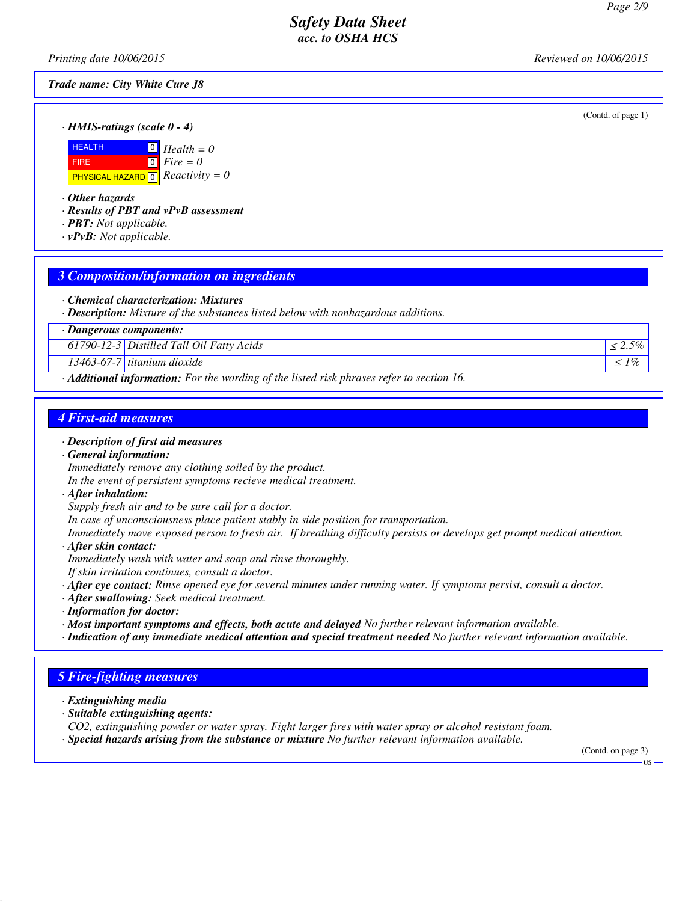*Trade name: City White Cure J8*

(Contd. of page 1)

· ***HMIS-ratings (scale 0 - 4)***

| | | |
|---|---|---|
| HEALTH | 0 | *Health = 0* |
| FIRE | 0 | *Fire = 0* |
| PHYSICAL HAZARD | 0 | *Reactivity = 0* |

· ***Other hazards***
· ***Results of PBT and vPvB assessment***
· ***PBT:*** *Not applicable.*
· ***vPvB:*** *Not applicable.*

## 3 Composition/information on ingredients

· ***Chemical characterization: Mixtures***
· ***Description:*** *Mixture of the substances listed below with nonhazardous additions.*

| · **Dangerous components:** | | |
|---|---|---|
| 61790-12-3 | Distilled Tall Oil Fatty Acids | ≤ 2.5% |
| 13463-67-7 | titanium dioxide | ≤ 1% |

· ***Additional information:*** *For the wording of the listed risk phrases refer to section 16.*

## 4 First-aid measures

· ***Description of first aid measures***
· ***General information:***
*Immediately remove any clothing soiled by the product.*
*In the event of persistent symptoms recieve medical treatment.*
· ***After inhalation:***
*Supply fresh air and to be sure call for a doctor.*
*In case of unconsciousness place patient stably in side position for transportation.*
*Immediately move exposed person to fresh air. If breathing difficulty persists or develops get prompt medical attention.*
· ***After skin contact:***
*Immediately wash with water and soap and rinse thoroughly.*
*If skin irritation continues, consult a doctor.*
· ***After eye contact:*** *Rinse opened eye for several minutes under running water. If symptoms persist, consult a doctor.*
· ***After swallowing:*** *Seek medical treatment.*
· ***Information for doctor:***
· ***Most important symptoms and effects, both acute and delayed*** *No further relevant information available.*
· ***Indication of any immediate medical attention and special treatment needed*** *No further relevant information available.*

## 5 Fire-fighting measures

· ***Extinguishing media***
· ***Suitable extinguishing agents:***
*CO2, extinguishing powder or water spray. Fight larger fires with water spray or alcohol resistant foam.*
· ***Special hazards arising from the substance or mixture*** *No further relevant information available.*

(Contd. on page 3)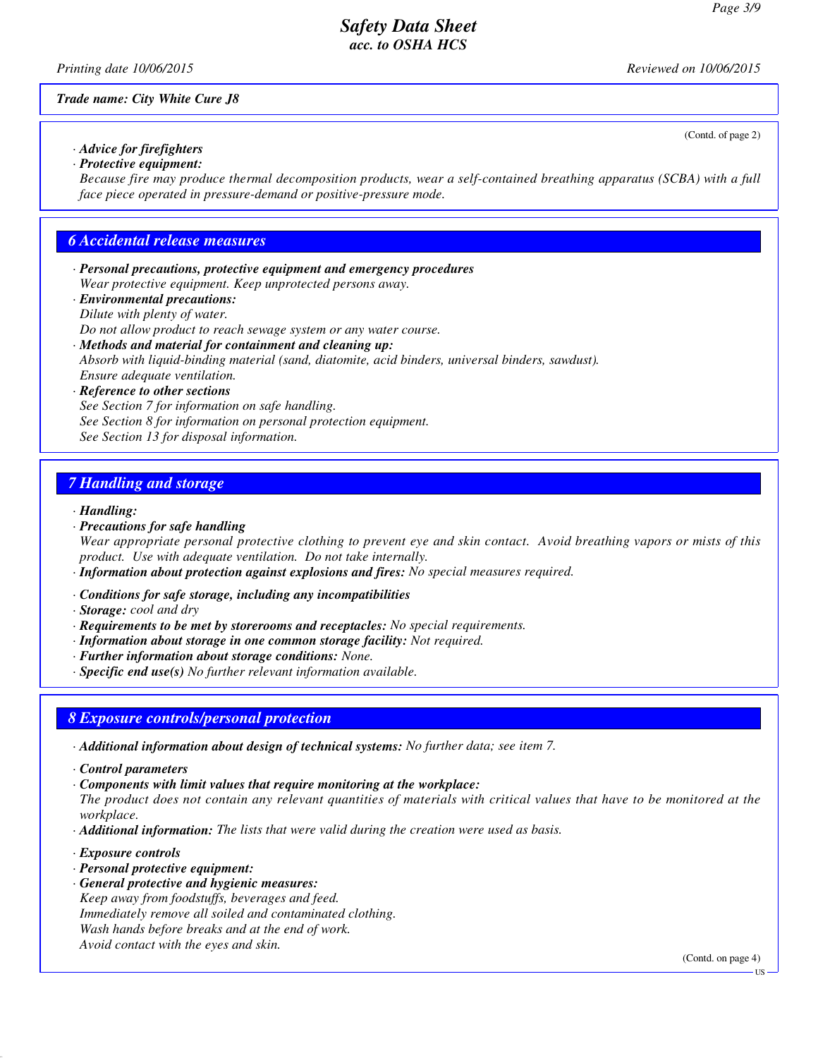*Trade name: City White Cure J8*

(Contd. of page 2)

· ***Advice for firefighters***
· ***Protective equipment:***
*Because fire may produce thermal decomposition products, wear a self-contained breathing apparatus (SCBA) with a full face piece operated in pressure-demand or positive-pressure mode.*

## *6 Accidental release measures*

· ***Personal precautions, protective equipment and emergency procedures***
*Wear protective equipment. Keep unprotected persons away.*
· ***Environmental precautions:***
*Dilute with plenty of water.*
*Do not allow product to reach sewage system or any water course.*
· ***Methods and material for containment and cleaning up:***
*Absorb with liquid-binding material (sand, diatomite, acid binders, universal binders, sawdust).*
*Ensure adequate ventilation.*
· ***Reference to other sections***
*See Section 7 for information on safe handling.*
*See Section 8 for information on personal protection equipment.*
*See Section 13 for disposal information.*

## *7 Handling and storage*

· ***Handling:***
· ***Precautions for safe handling***
*Wear appropriate personal protective clothing to prevent eye and skin contact. Avoid breathing vapors or mists of this product. Use with adequate ventilation. Do not take internally.*
· ***Information about protection against explosions and fires:*** *No special measures required.*

· ***Conditions for safe storage, including any incompatibilities***
· ***Storage:*** *cool and dry*
· ***Requirements to be met by storerooms and receptacles:*** *No special requirements.*
· ***Information about storage in one common storage facility:*** *Not required.*
· ***Further information about storage conditions:*** *None.*
· ***Specific end use(s)*** *No further relevant information available.*

## *8 Exposure controls/personal protection*

· ***Additional information about design of technical systems:*** *No further data; see item 7.*

· ***Control parameters***
· ***Components with limit values that require monitoring at the workplace:***
*The product does not contain any relevant quantities of materials with critical values that have to be monitored at the workplace.*
· ***Additional information:*** *The lists that were valid during the creation were used as basis.*

· ***Exposure controls***
· ***Personal protective equipment:***
· ***General protective and hygienic measures:***
*Keep away from foodstuffs, beverages and feed.*
*Immediately remove all soiled and contaminated clothing.*
*Wash hands before breaks and at the end of work.*
*Avoid contact with the eyes and skin.*

(Contd. on page 4)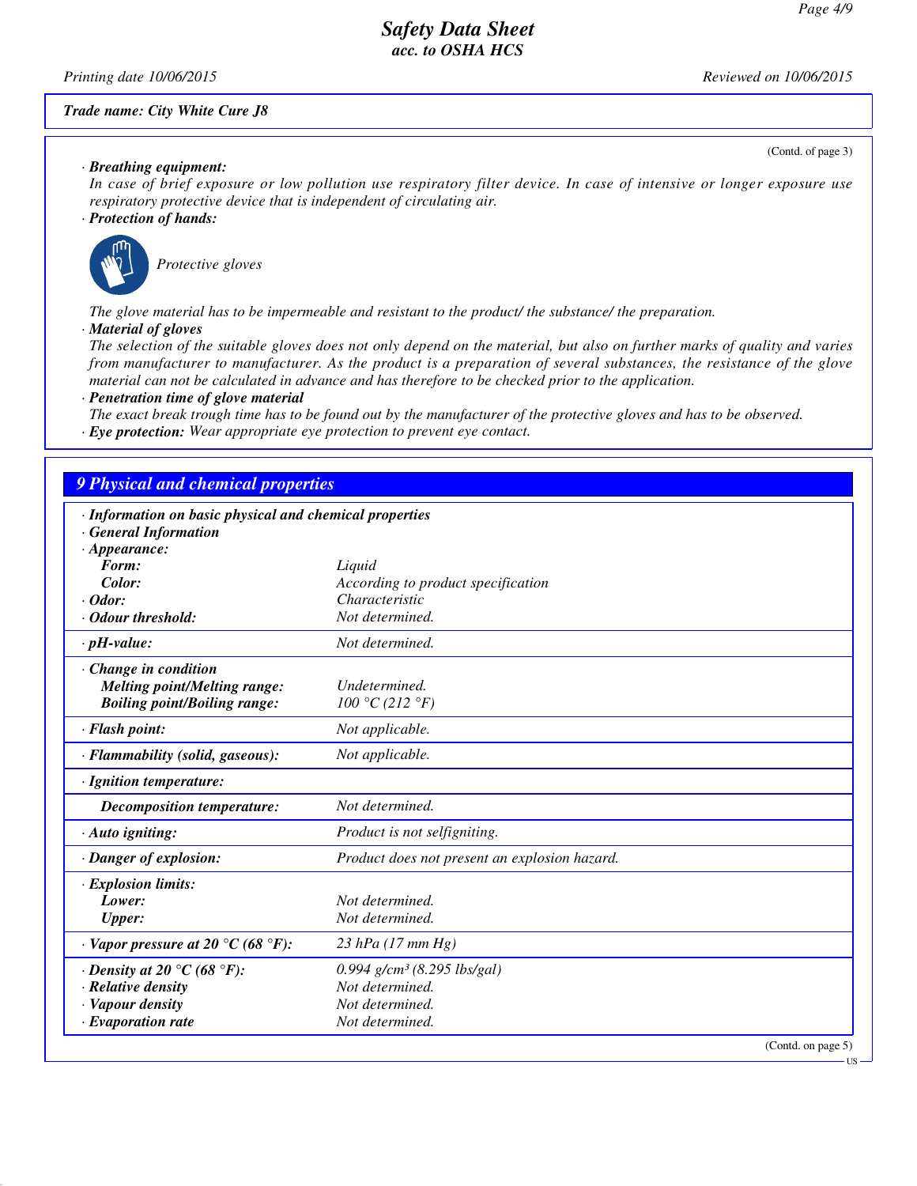Trade name: City White Cure J8

(Contd. of page 3)

· **Breathing equipment:**
In case of brief exposure or low pollution use respiratory filter device. In case of intensive or longer exposure use respiratory protective device that is independent of circulating air.

· **Protection of hands:**

Protective gloves

The glove material has to be impermeable and resistant to the product/ the substance/ the preparation.

· **Material of gloves**
The selection of the suitable gloves does not only depend on the material, but also on further marks of quality and varies from manufacturer to manufacturer. As the product is a preparation of several substances, the resistance of the glove material can not be calculated in advance and has therefore to be checked prior to the application.

· **Penetration time of glove material**
The exact break trough time has to be found out by the manufacturer of the protective gloves and has to be observed.

· **Eye protection:** Wear appropriate eye protection to prevent eye contact.

## 9 Physical and chemical properties

| | |
|---|---|
| · **Information on basic physical and chemical properties** | |
| · **General Information** | |
| · **Appearance:** | |
| **Form:** | Liquid |
| **Color:** | According to product specification |
| · **Odor:** | Characteristic |
| · **Odour threshold:** | Not determined. |
| · **pH-value:** | Not determined. |
| · **Change in condition** | |
| **Melting point/Melting range:** | Undetermined. |
| **Boiling point/Boiling range:** | 100 °C (212 °F) |
| · **Flash point:** | Not applicable. |
| · **Flammability (solid, gaseous):** | Not applicable. |
| · **Ignition temperature:** | |
| **Decomposition temperature:** | Not determined. |
| · **Auto igniting:** | Product is not selfigniting. |
| · **Danger of explosion:** | Product does not present an explosion hazard. |
| · **Explosion limits:** | |
| **Lower:** | Not determined. |
| **Upper:** | Not determined. |
| · **Vapor pressure at 20 °C (68 °F):** | 23 hPa (17 mm Hg) |
| · **Density at 20 °C (68 °F):** | 0.994 $g/cm^3$ (8.295 lbs/gal) |
| · **Relative density** | Not determined. |
| · **Vapour density** | Not determined. |
| · **Evaporation rate** | Not determined. |

(Contd. on page 5)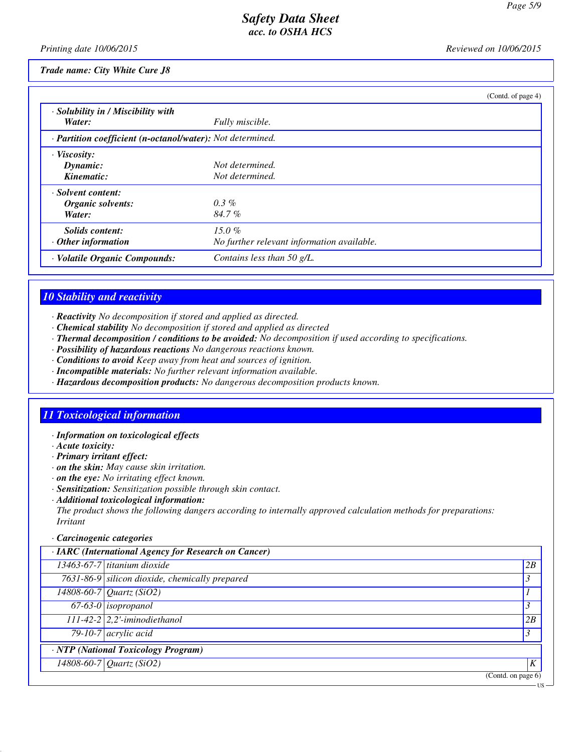Trade name: City White Cure J8

(Contd. of page 4)

| | |
|---|---|
| · **Solubility in / Miscibility with** | |
| **Water:** | Fully miscible. |
| · **Partition coefficient (n-octanol/water):** | Not determined. |
| · **Viscosity:** | |
| **Dynamic:** | Not determined. |
| **Kinematic:** | Not determined. |
| · **Solvent content:** | |
| **Organic solvents:** | 0.3 % |
| **Water:** | 84.7 % |
| **Solids content:** | 15.0 % |
| · **Other information** | No further relevant information available. |
| · **Volatile Organic Compounds:** | Contains less than 50 g/L. |

## 10 Stability and reactivity

- · **Reactivity** No decomposition if stored and applied as directed.
- · **Chemical stability** No decomposition if stored and applied as directed
- · **Thermal decomposition / conditions to be avoided:** No decomposition if used according to specifications.
- · **Possibility of hazardous reactions** No dangerous reactions known.
- · **Conditions to avoid** Keep away from heat and sources of ignition.
- · **Incompatible materials:** No further relevant information available.
- · **Hazardous decomposition products:** No dangerous decomposition products known.

## 11 Toxicological information

- · **Information on toxicological effects**
- · **Acute toxicity:**
- · **Primary irritant effect:**
- · **on the skin:** May cause skin irritation.
- · **on the eye:** No irritating effect known.
- · **Sensitization:** Sensitization possible through skin contact.
- · **Additional toxicological information:**
  The product shows the following dangers according to internally approved calculation methods for preparations:
  Irritant
- · **Carcinogenic categories**

| · **IARC (International Agency for Research on Cancer)** | | |
|---|---|---|
| 13463-67-7 | titanium dioxide | 2B |
| 7631-86-9 | silicon dioxide, chemically prepared | 3 |
| 14808-60-7 | Quartz ($SiO_2$) | 1 |
| 67-63-0 | isopropanol | 3 |
| 111-42-2 | 2,2'-iminodiethanol | 2B |
| 79-10-7 | acrylic acid | 3 |
| · **NTP (National Toxicology Program)** | | |
| 14808-60-7 | Quartz ($SiO_2$) | K |

(Contd. on page 6)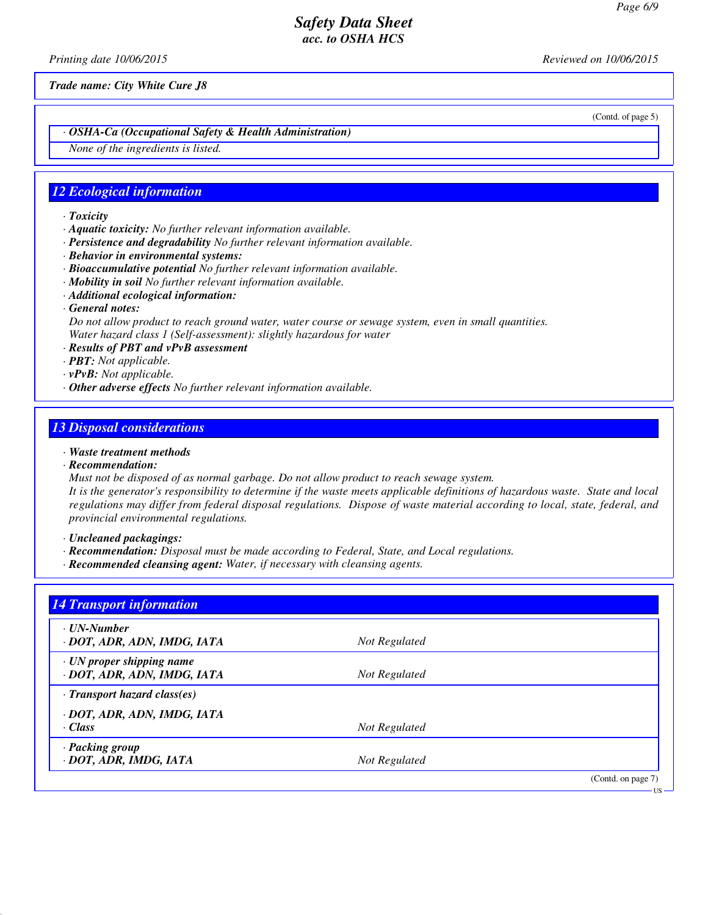*Trade name: City White Cure J8*

(Contd. of page 5)

· ***OSHA-Ca (Occupational Safety & Health Administration)***

*None of the ingredients is listed.*

## 12 Ecological information

· ***Toxicity***
· ***Aquatic toxicity:*** *No further relevant information available.*
· ***Persistence and degradability*** *No further relevant information available.*
· ***Behavior in environmental systems:***
· ***Bioaccumulative potential*** *No further relevant information available.*
· ***Mobility in soil*** *No further relevant information available.*
· ***Additional ecological information:***
· ***General notes:***
*Do not allow product to reach ground water, water course or sewage system, even in small quantities.*
*Water hazard class 1 (Self-assessment): slightly hazardous for water*
· ***Results of PBT and vPvB assessment***
· ***PBT:*** *Not applicable.*
· ***vPvB:*** *Not applicable.*
· ***Other adverse effects*** *No further relevant information available.*

## 13 Disposal considerations

· ***Waste treatment methods***
· ***Recommendation:***
*Must not be disposed of as normal garbage. Do not allow product to reach sewage system.*
*It is the generator's responsibility to determine if the waste meets applicable definitions of hazardous waste. State and local regulations may differ from federal disposal regulations. Dispose of waste material according to local, state, federal, and provincial environmental regulations.*

· ***Uncleaned packagings:***
· ***Recommendation:*** *Disposal must be made according to Federal, State, and Local regulations.*
· ***Recommended cleansing agent:*** *Water, if necessary with cleansing agents.*

## 14 Transport information

| | |
|---|---|
| · ***UN-Number*** <br> · ***DOT, ADR, ADN, IMDG, IATA*** | *Not Regulated* |
| · ***UN proper shipping name*** <br> · ***DOT, ADR, ADN, IMDG, IATA*** | *Not Regulated* |
| · ***Transport hazard class(es)*** <br> · ***DOT, ADR, ADN, IMDG, IATA*** <br> · ***Class*** | *Not Regulated* |
| · ***Packing group*** <br> · ***DOT, ADR, IMDG, IATA*** | *Not Regulated* |

(Contd. on page 7)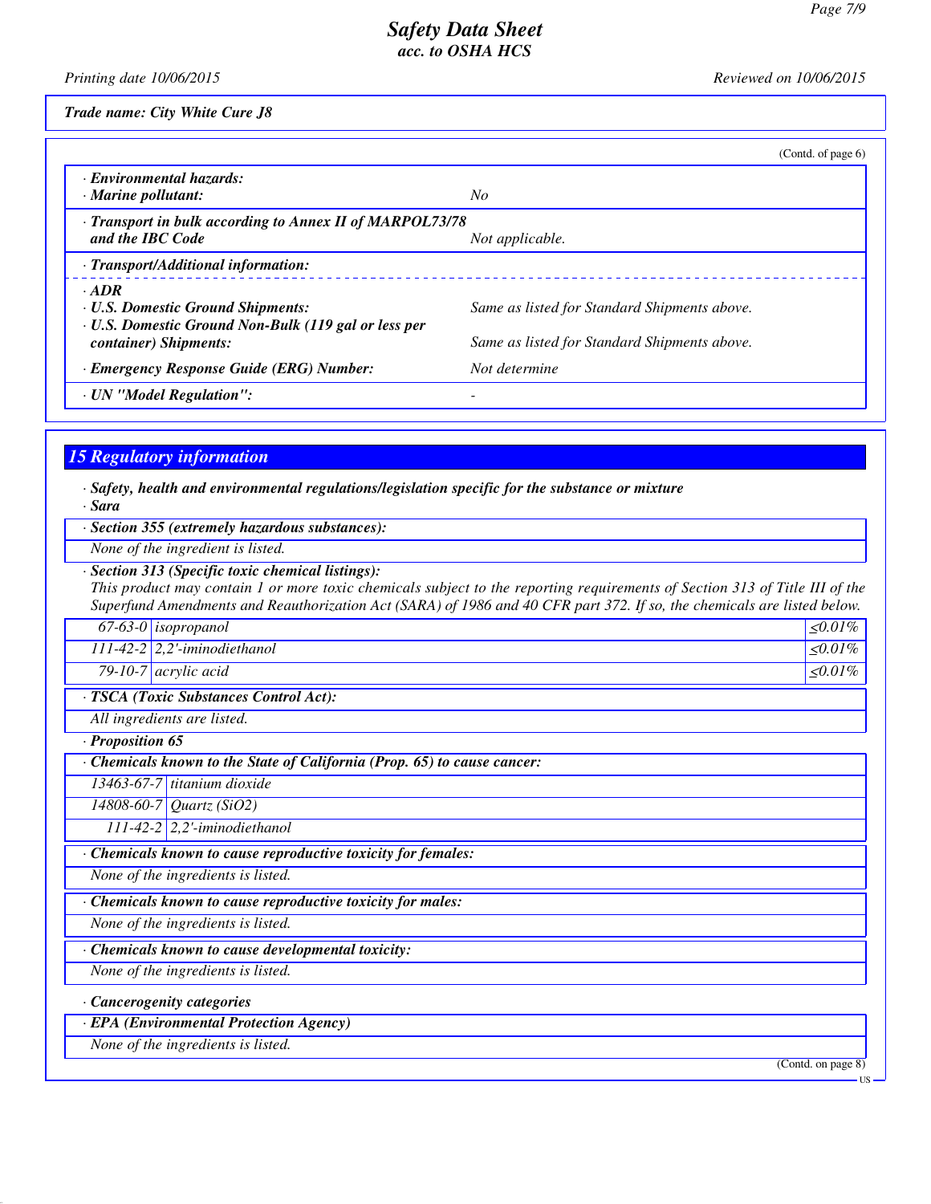**Trade name: City White Cure J8**

(Contd. of page 6)

| | |
|---|---|
| · **Environmental hazards:** | |
| · **Marine pollutant:** | *No* |
| · **Transport in bulk according to Annex II of MARPOL73/78 and the IBC Code** | *Not applicable.* |
| · **Transport/Additional information:** | |
| · **ADR** | |
| · **U.S. Domestic Ground Shipments:** | *Same as listed for Standard Shipments above.* |
| · **U.S. Domestic Ground Non-Bulk (119 gal or less per container) Shipments:** | *Same as listed for Standard Shipments above.* |
| · **Emergency Response Guide (ERG) Number:** | *Not determine* |
| · **UN "Model Regulation":** | - |

## 15 Regulatory information

· **Safety, health and environmental regulations/legislation specific for the substance or mixture**

· **Sara**

· **Section 355 (extremely hazardous substances):**

*None of the ingredient is listed.*

· **Section 313 (Specific toxic chemical listings):**

*This product may contain 1 or more toxic chemicals subject to the reporting requirements of Section 313 of Title III of the Superfund Amendments and Reauthorization Act (SARA) of 1986 and 40 CFR part 372. If so, the chemicals are listed below.*

| | | |
|---|---|---|
| 67-63-0 | isopropanol | ≤0.01% |
| 111-42-2 | 2,2'-iminodiethanol | ≤0.01% |
| 79-10-7 | acrylic acid | ≤0.01% |

· **TSCA (Toxic Substances Control Act):**

*All ingredients are listed.*

· **Proposition 65**

· **Chemicals known to the State of California (Prop. 65) to cause cancer:**

| | |
|---|---|
| 13463-67-7 | titanium dioxide |
| 14808-60-7 | Quartz ($SiO_2$) |
| 111-42-2 | 2,2'-iminodiethanol |

· **Chemicals known to cause reproductive toxicity for females:**

*None of the ingredients is listed.*

· **Chemicals known to cause reproductive toxicity for males:**

*None of the ingredients is listed.*

· **Chemicals known to cause developmental toxicity:**

*None of the ingredients is listed.*

· **Cancerogenity categories**

· **EPA (Environmental Protection Agency)**

*None of the ingredients is listed.*

(Contd. on page 8)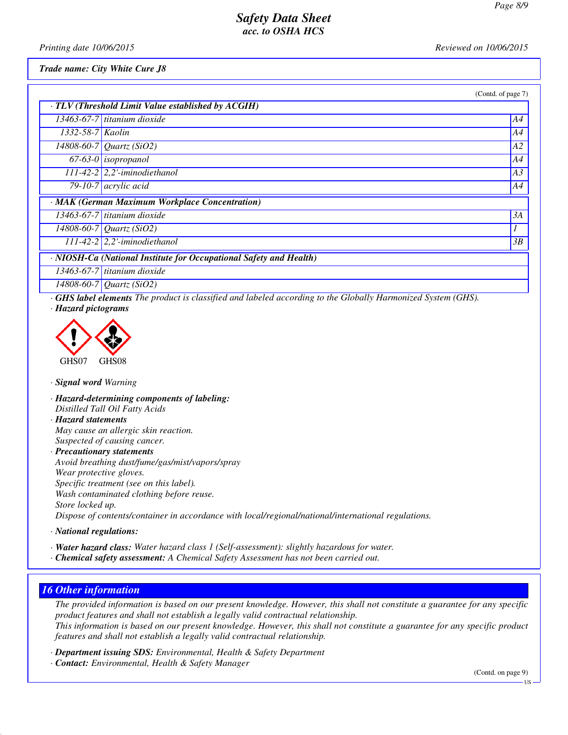**Trade name: City White Cure J8**

(Contd. of page 7)

| · TLV (Threshold Limit Value established by ACGIH) | | |
|---|---|---|
| 13463-67-7 | titanium dioxide | A4 |
| 1332-58-7 | Kaolin | A4 |
| 14808-60-7 | Quartz ($SiO_2$) | A2 |
| 67-63-0 | isopropanol | A4 |
| 111-42-2 | 2,2'-iminodiethanol | A3 |
| 79-10-7 | acrylic acid | A4 |

| · MAK (German Maximum Workplace Concentration) | | |
|---|---|---|
| 13463-67-7 | titanium dioxide | 3A |
| 14808-60-7 | Quartz ($SiO_2$) | 1 |
| 111-42-2 | 2,2'-iminodiethanol | 3B |

| · NIOSH-Ca (National Institute for Occupational Safety and Health) | |
|---|---|
| 13463-67-7 | titanium dioxide |
| 14808-60-7 | Quartz ($SiO_2$) |

· **GHS label elements** The product is classified and labeled according to the Globally Harmonized System (GHS).

· **Hazard pictograms**

GHS07 GHS08

· **Signal word** Warning

· **Hazard-determining components of labeling:**
Distilled Tall Oil Fatty Acids

· **Hazard statements**
May cause an allergic skin reaction.
Suspected of causing cancer.

· **Precautionary statements**
Avoid breathing dust/fume/gas/mist/vapors/spray
Wear protective gloves.
Specific treatment (see on this label).
Wash contaminated clothing before reuse.
Store locked up.
Dispose of contents/container in accordance with local/regional/national/international regulations.

· **National regulations:**

· **Water hazard class:** Water hazard class 1 (Self-assessment): slightly hazardous for water.
· **Chemical safety assessment:** A Chemical Safety Assessment has not been carried out.

## 16 Other information

The provided information is based on our present knowledge. However, this shall not constitute a guarantee for any specific product features and shall not establish a legally valid contractual relationship.
This information is based on our present knowledge. However, this shall not constitute a guarantee for any specific product features and shall not establish a legally valid contractual relationship.

· **Department issuing SDS:** Environmental, Health & Safety Department
· **Contact:** Environmental, Health & Safety Manager

(Contd. on page 9)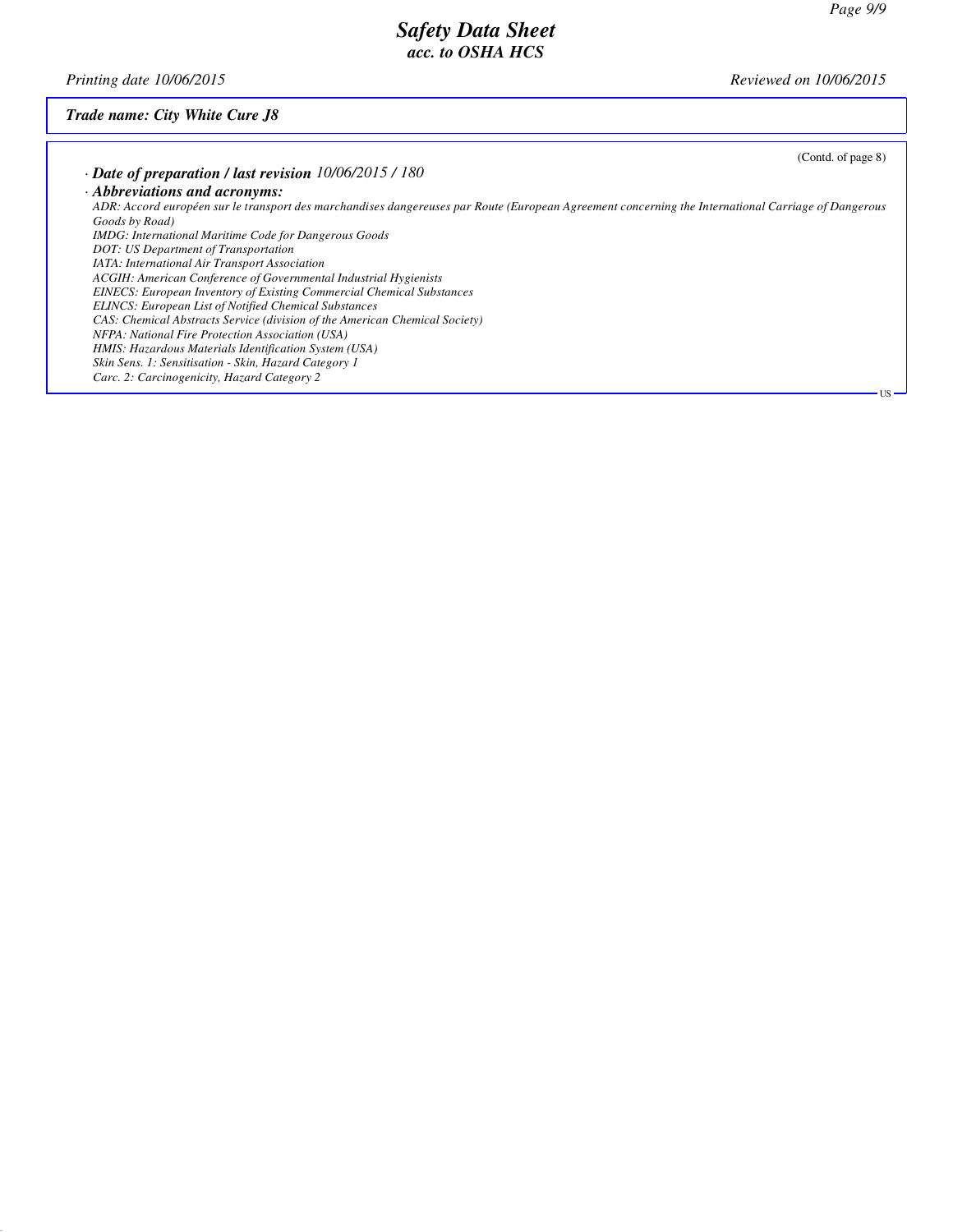*Trade name: City White Cure J8*

(Contd. of page 8)

· ***Date of preparation / last revision*** *10/06/2015 / 180*

· ***Abbreviations and acronyms:***

*ADR: Accord européen sur le transport des marchandises dangereuses par Route (European Agreement concerning the International Carriage of Dangerous Goods by Road)*
*IMDG: International Maritime Code for Dangerous Goods*
*DOT: US Department of Transportation*
*IATA: International Air Transport Association*
*ACGIH: American Conference of Governmental Industrial Hygienists*
*EINECS: European Inventory of Existing Commercial Chemical Substances*
*ELINCS: European List of Notified Chemical Substances*
*CAS: Chemical Abstracts Service (division of the American Chemical Society)*
*NFPA: National Fire Protection Association (USA)*
*HMIS: Hazardous Materials Identification System (USA)*
*Skin Sens. 1: Sensitisation - Skin, Hazard Category 1*
*Carc. 2: Carcinogenicity, Hazard Category 2*